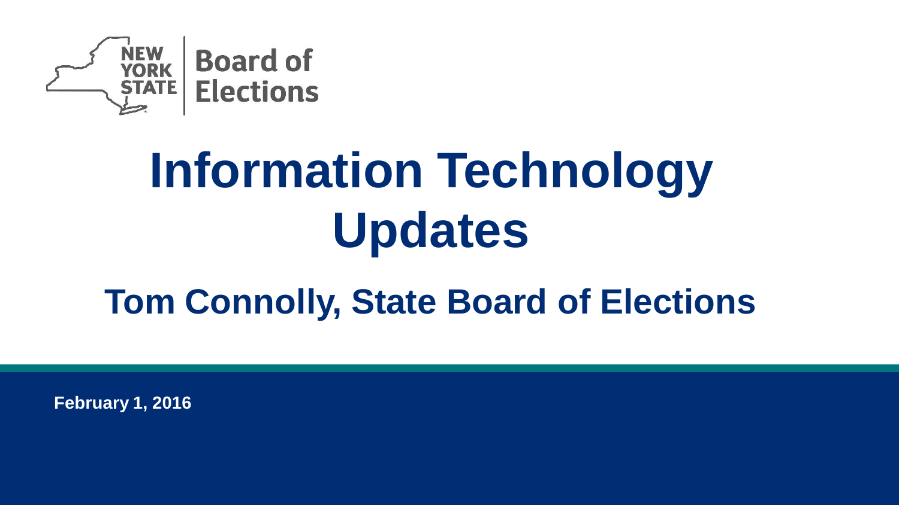NEW YORK STATE | Board of Elections

# Information Technology Updates

## Tom Connolly, State Board of Elections

**February 1, 2016**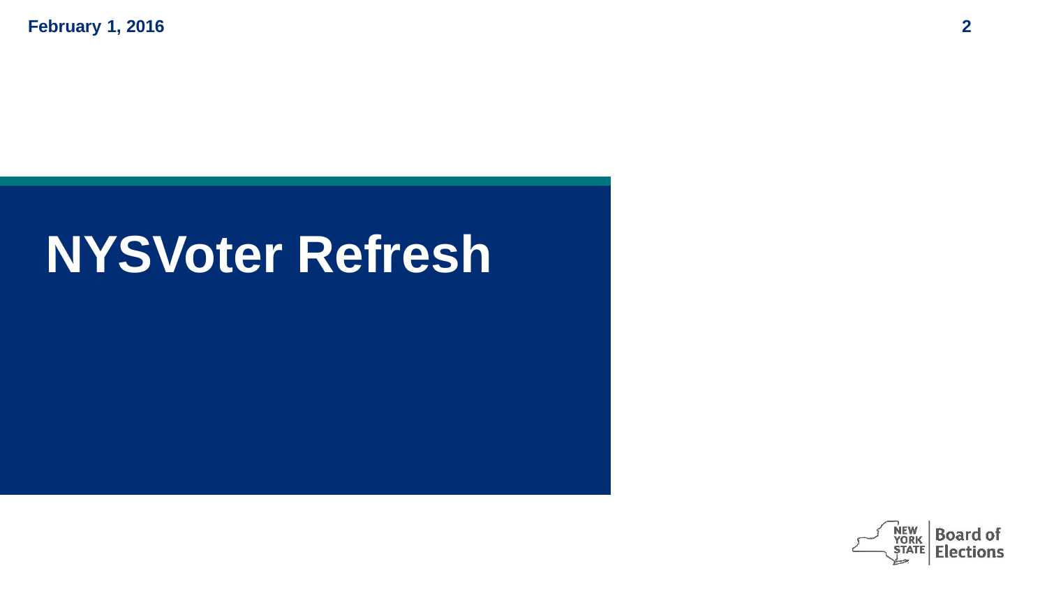# NYSVoter Refresh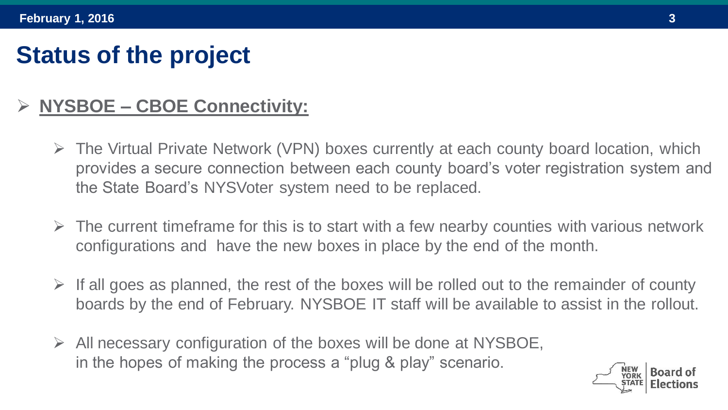# Status of the project

- **NYSBOE – CBOE Connectivity:**

  - The Virtual Private Network (VPN) boxes currently at each county board location, which provides a secure connection between each county board's voter registration system and the State Board's NYSVoter system need to be replaced.
  - The current timeframe for this is to start with a few nearby counties with various network configurations and have the new boxes in place by the end of the month.
  - If all goes as planned, the rest of the boxes will be rolled out to the remainder of county boards by the end of February. NYSBOE IT staff will be available to assist in the rollout.
  - All necessary configuration of the boxes will be done at NYSBOE, in the hopes of making the process a "plug & play" scenario.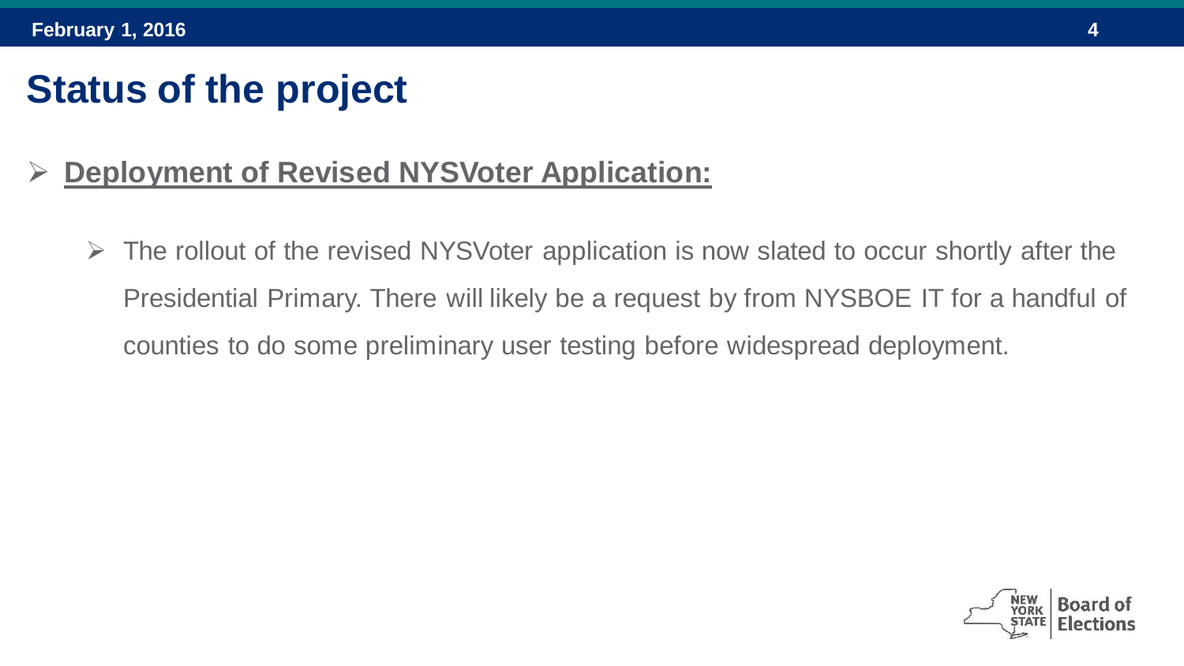# Status of the project

- **Deployment of Revised NYSVoter Application:**
  - The rollout of the revised NYSVoter application is now slated to occur shortly after the Presidential Primary. There will likely be a request by from NYSBOE IT for a handful of counties to do some preliminary user testing before widespread deployment.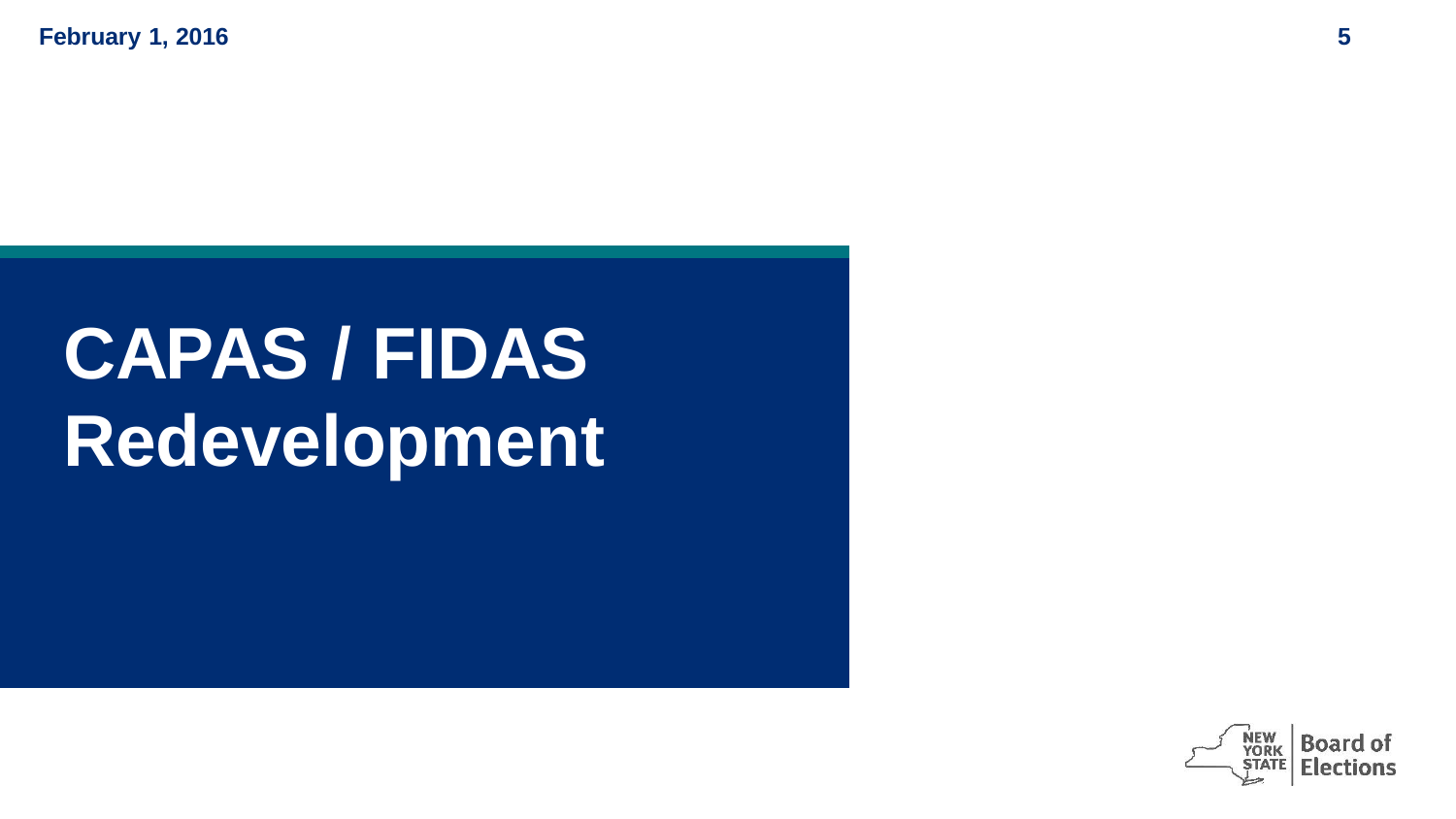# CAPAS / FIDAS Redevelopment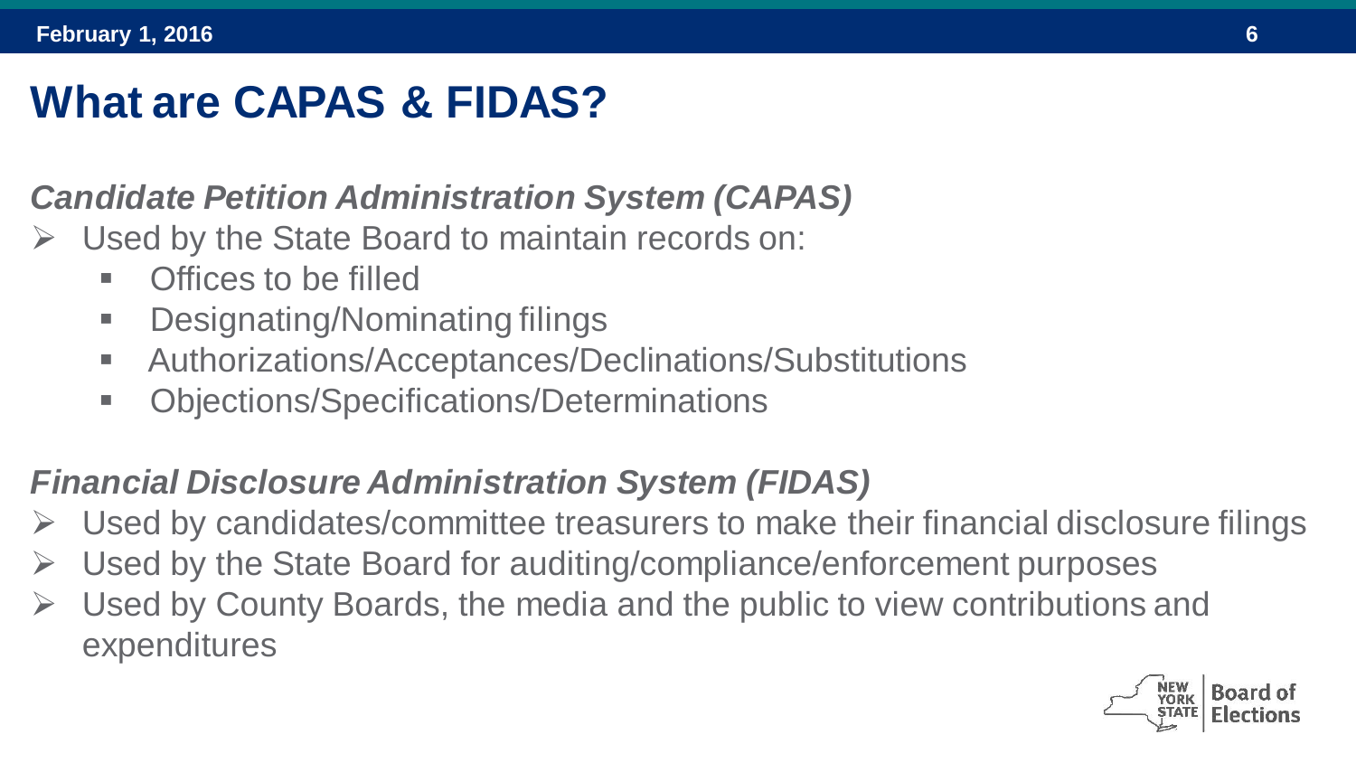# What are CAPAS & FIDAS?

### *Candidate Petition Administration System (CAPAS)*

- Used by the State Board to maintain records on:
  - Offices to be filled
  - Designating/Nominating filings
  - Authorizations/Acceptances/Declinations/Substitutions
  - Objections/Specifications/Determinations

### *Financial Disclosure Administration System (FIDAS)*

- Used by candidates/committee treasurers to make their financial disclosure filings
- Used by the State Board for auditing/compliance/enforcement purposes
- Used by County Boards, the media and the public to view contributions and expenditures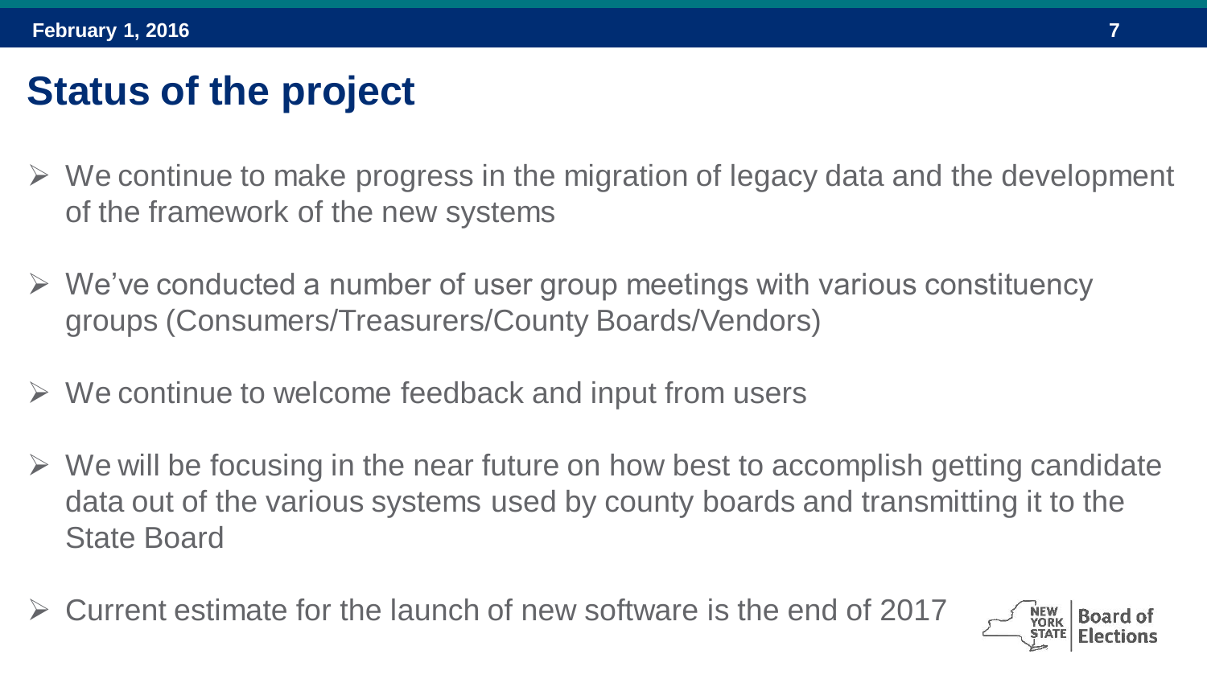# Status of the project

- We continue to make progress in the migration of legacy data and the development of the framework of the new systems
- We've conducted a number of user group meetings with various constituency groups (Consumers/Treasurers/County Boards/Vendors)
- We continue to welcome feedback and input from users
- We will be focusing in the near future on how best to accomplish getting candidate data out of the various systems used by county boards and transmitting it to the State Board
- Current estimate for the launch of new software is the end of 2017